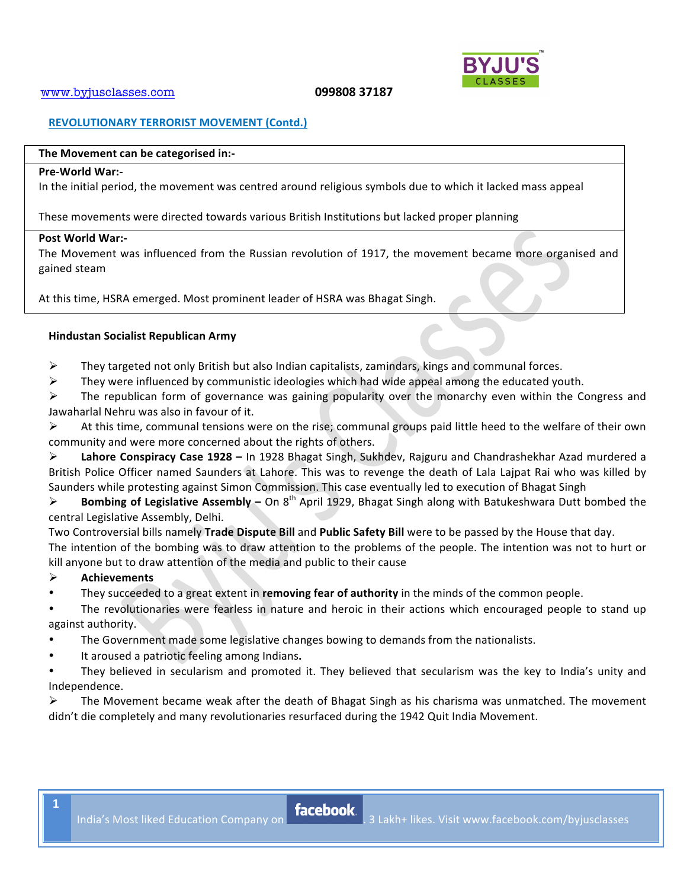## REVOLUTIONARY TERRORIST MOVEMENT (Contd.)

| The Movement can be categorised in:- |
| --- |
| **Pre-World War:-**<br>In the initial period, the movement was centred around religious symbols due to which it lacked mass appeal<br><br>These movements were directed towards various British Institutions but lacked proper planning |
| **Post World War:-**<br>The Movement was influenced from the Russian revolution of 1917, the movement became more organised and gained steam<br><br>At this time, HSRA emerged. Most prominent leader of HSRA was Bhagat Singh. |

### Hindustan Socialist Republican Army

- They targeted not only British but also Indian capitalists, zamindars, kings and communal forces.
- They were influenced by communistic ideologies which had wide appeal among the educated youth.
- The republican form of governance was gaining popularity over the monarchy even within the Congress and Jawaharlal Nehru was also in favour of it.
- At this time, communal tensions were on the rise; communal groups paid little heed to the welfare of their own community and were more concerned about the rights of others.
- **Lahore Conspiracy Case 1928 –** In 1928 Bhagat Singh, Sukhdev, Rajguru and Chandrashekhar Azad murdered a British Police Officer named Saunders at Lahore. This was to revenge the death of Lala Lajpat Rai who was killed by Saunders while protesting against Simon Commission. This case eventually led to execution of Bhagat Singh
- **Bombing of Legislative Assembly –** On 8th April 1929, Bhagat Singh along with Batukeshwara Dutt bombed the central Legislative Assembly, Delhi.

Two Controversial bills namely **Trade Dispute Bill** and **Public Safety Bill** were to be passed by the House that day.
The intention of the bombing was to draw attention to the problems of the people. The intention was not to hurt or kill anyone but to draw attention of the media and public to their cause

- **Achievements**
  - They succeeded to a great extent in **removing fear of authority** in the minds of the common people.
  - The revolutionaries were fearless in nature and heroic in their actions which encouraged people to stand up against authority.
  - The Government made some legislative changes bowing to demands from the nationalists.
  - It aroused a patriotic feeling among Indians.
  - They believed in secularism and promoted it. They believed that secularism was the key to India's unity and Independence.
- The Movement became weak after the death of Bhagat Singh as his charisma was unmatched. The movement didn't die completely and many revolutionaries resurfaced during the 1942 Quit India Movement.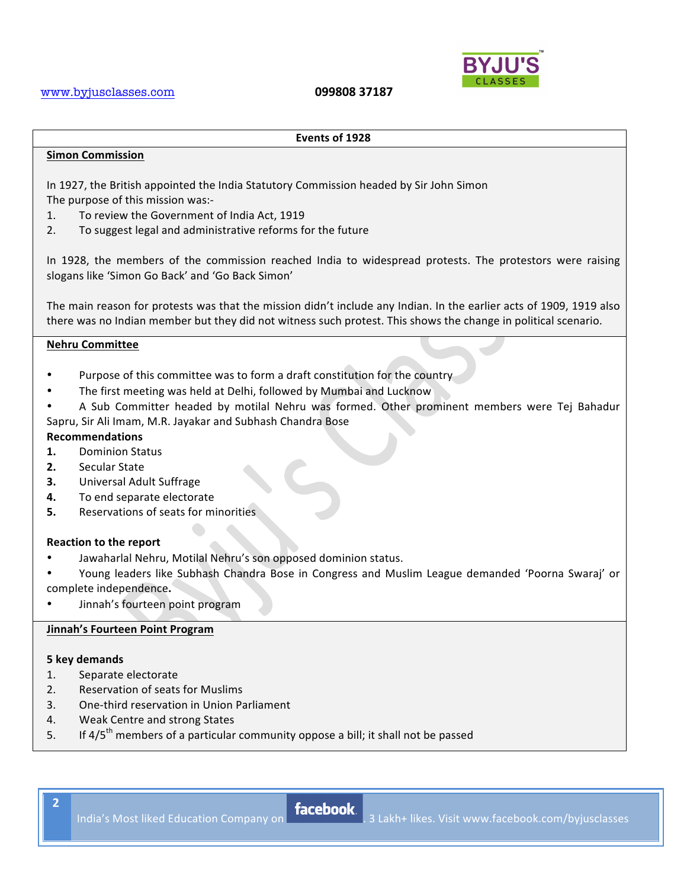## Events of 1928

### Simon Commission

In 1927, the British appointed the India Statutory Commission headed by Sir John Simon
The purpose of this mission was:-

1. To review the Government of India Act, 1919
2. To suggest legal and administrative reforms for the future

In 1928, the members of the commission reached India to widespread protests. The protestors were raising slogans like 'Simon Go Back' and 'Go Back Simon'

The main reason for protests was that the mission didn't include any Indian. In the earlier acts of 1909, 1919 also there was no Indian member but they did not witness such protest. This shows the change in political scenario.

### Nehru Committee

- Purpose of this committee was to form a draft constitution for the country
- The first meeting was held at Delhi, followed by Mumbai and Lucknow
- A Sub Committer headed by motilal Nehru was formed. Other prominent members were Tej Bahadur Sapru, Sir Ali Imam, M.R. Jayakar and Subhash Chandra Bose

**Recommendations**

1. Dominion Status
2. Secular State
3. Universal Adult Suffrage
4. To end separate electorate
5. Reservations of seats for minorities

**Reaction to the report**

- Jawaharlal Nehru, Motilal Nehru's son opposed dominion status.
- Young leaders like Subhash Chandra Bose in Congress and Muslim League demanded 'Poorna Swaraj' or complete independence**.**
- Jinnah's fourteen point program

### Jinnah's Fourteen Point Program

**5 key demands**

1. Separate electorate
2. Reservation of seats for Muslims
3. One-third reservation in Union Parliament
4. Weak Centre and strong States
5. If 4/5th members of a particular community oppose a bill; it shall not be passed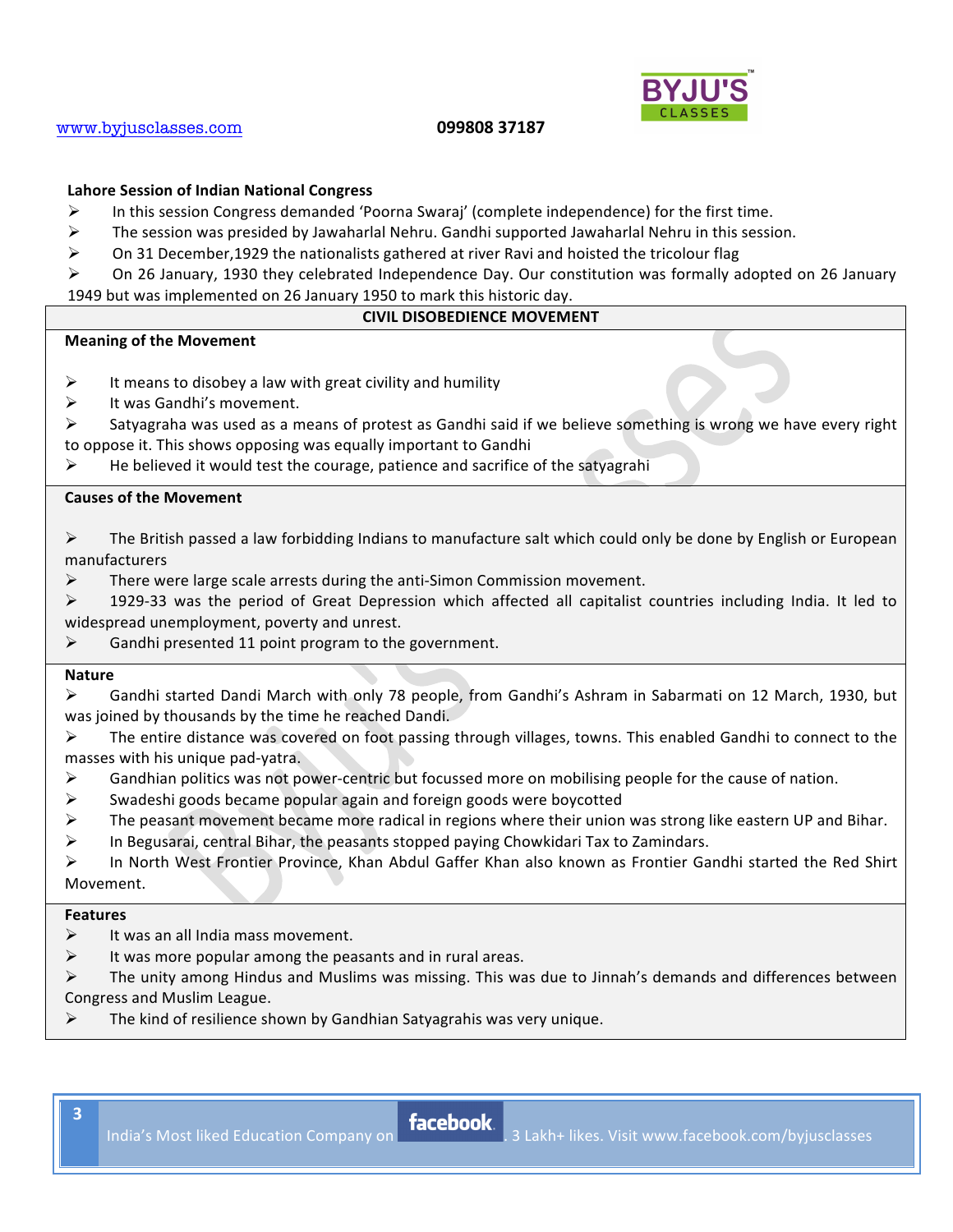**Lahore Session of Indian National Congress**

- In this session Congress demanded 'Poorna Swaraj' (complete independence) for the first time.
- The session was presided by Jawaharlal Nehru. Gandhi supported Jawaharlal Nehru in this session.
- On 31 December,1929 the nationalists gathered at river Ravi and hoisted the tricolour flag
- On 26 January, 1930 they celebrated Independence Day. Our constitution was formally adopted on 26 January 1949 but was implemented on 26 January 1950 to mark this historic day.

## CIVIL DISOBEDIENCE MOVEMENT

**Meaning of the Movement**

- It means to disobey a law with great civility and humility
- It was Gandhi's movement.
- Satyagraha was used as a means of protest as Gandhi said if we believe something is wrong we have every right to oppose it. This shows opposing was equally important to Gandhi
- He believed it would test the courage, patience and sacrifice of the satyagrahi

**Causes of the Movement**

- The British passed a law forbidding Indians to manufacture salt which could only be done by English or European manufacturers
- There were large scale arrests during the anti-Simon Commission movement.
- 1929-33 was the period of Great Depression which affected all capitalist countries including India. It led to widespread unemployment, poverty and unrest.
- Gandhi presented 11 point program to the government.

**Nature**

- Gandhi started Dandi March with only 78 people, from Gandhi's Ashram in Sabarmati on 12 March, 1930, but was joined by thousands by the time he reached Dandi.
- The entire distance was covered on foot passing through villages, towns. This enabled Gandhi to connect to the masses with his unique pad-yatra.
- Gandhian politics was not power-centric but focussed more on mobilising people for the cause of nation.
- Swadeshi goods became popular again and foreign goods were boycotted
- The peasant movement became more radical in regions where their union was strong like eastern UP and Bihar.
- In Begusarai, central Bihar, the peasants stopped paying Chowkidari Tax to Zamindars.
- In North West Frontier Province, Khan Abdul Gaffer Khan also known as Frontier Gandhi started the Red Shirt Movement.

**Features**

- It was an all India mass movement.
- It was more popular among the peasants and in rural areas.
- The unity among Hindus and Muslims was missing. This was due to Jinnah's demands and differences between Congress and Muslim League.
- The kind of resilience shown by Gandhian Satyagrahis was very unique.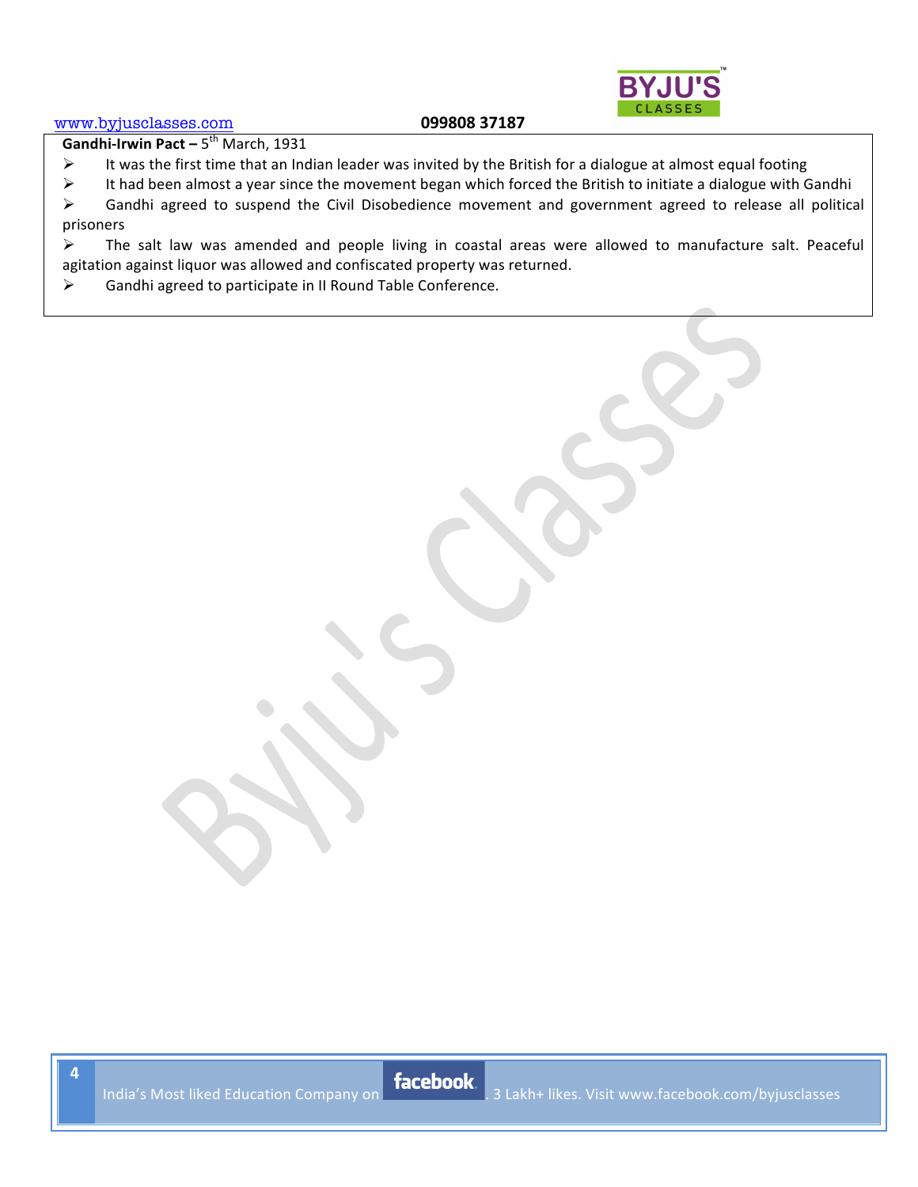**Gandhi-Irwin Pact –** 5th March, 1931

- It was the first time that an Indian leader was invited by the British for a dialogue at almost equal footing
- It had been almost a year since the movement began which forced the British to initiate a dialogue with Gandhi
- Gandhi agreed to suspend the Civil Disobedience movement and government agreed to release all political prisoners
- The salt law was amended and people living in coastal areas were allowed to manufacture salt. Peaceful agitation against liquor was allowed and confiscated property was returned.
- Gandhi agreed to participate in II Round Table Conference.